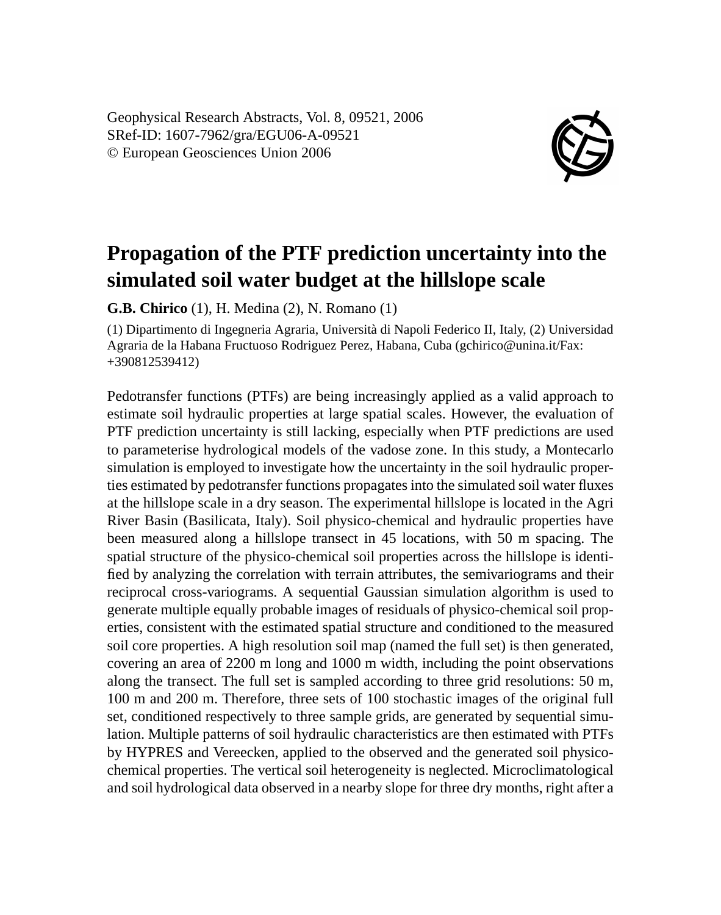Geophysical Research Abstracts, Vol. 8, 09521, 2006
SRef-ID: 1607-7962/gra/EGU06-A-09521
© European Geosciences Union 2006

# Propagation of the PTF prediction uncertainty into the simulated soil water budget at the hillslope scale

**G.B. Chirico** (1), H. Medina (2), N. Romano (1)

(1) Dipartimento di Ingegneria Agraria, Università di Napoli Federico II, Italy, (2) Universidad Agraria de la Habana Fructuoso Rodriguez Perez, Habana, Cuba (gchirico@unina.it/Fax: +390812539412)

Pedotransfer functions (PTFs) are being increasingly applied as a valid approach to estimate soil hydraulic properties at large spatial scales. However, the evaluation of PTF prediction uncertainty is still lacking, especially when PTF predictions are used to parameterise hydrological models of the vadose zone. In this study, a Montecarlo simulation is employed to investigate how the uncertainty in the soil hydraulic properties estimated by pedotransfer functions propagates into the simulated soil water fluxes at the hillslope scale in a dry season. The experimental hillslope is located in the Agri River Basin (Basilicata, Italy). Soil physico-chemical and hydraulic properties have been measured along a hillslope transect in 45 locations, with 50 m spacing. The spatial structure of the physico-chemical soil properties across the hillslope is identified by analyzing the correlation with terrain attributes, the semivariograms and their reciprocal cross-variograms. A sequential Gaussian simulation algorithm is used to generate multiple equally probable images of residuals of physico-chemical soil properties, consistent with the estimated spatial structure and conditioned to the measured soil core properties. A high resolution soil map (named the full set) is then generated, covering an area of 2200 m long and 1000 m width, including the point observations along the transect. The full set is sampled according to three grid resolutions: 50 m, 100 m and 200 m. Therefore, three sets of 100 stochastic images of the original full set, conditioned respectively to three sample grids, are generated by sequential simulation. Multiple patterns of soil hydraulic characteristics are then estimated with PTFs by HYPRES and Vereecken, applied to the observed and the generated soil physico-chemical properties. The vertical soil heterogeneity is neglected. Microclimatological and soil hydrological data observed in a nearby slope for three dry months, right after a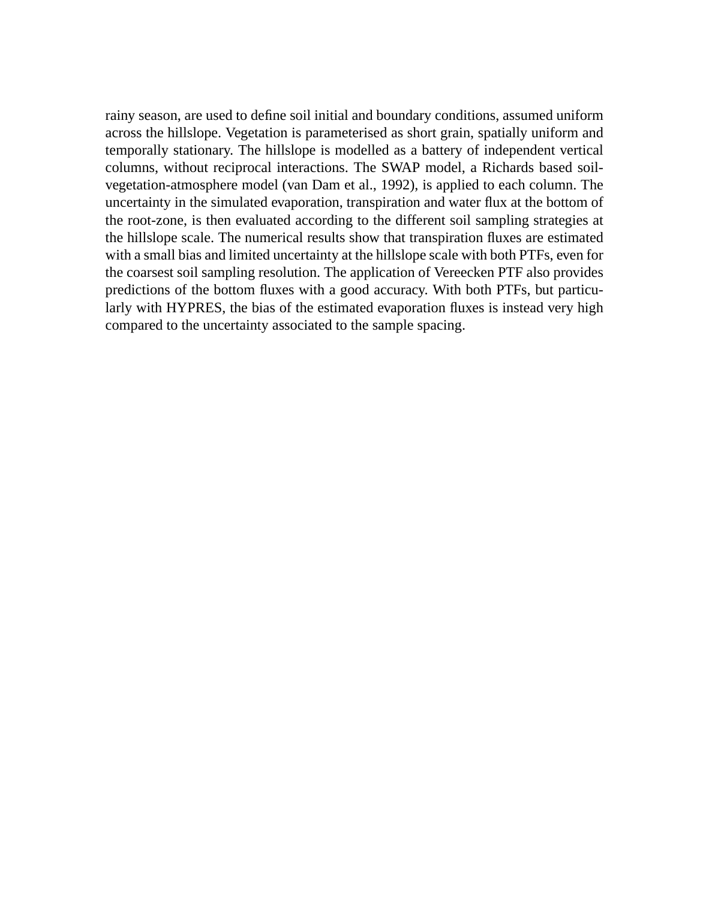rainy season, are used to define soil initial and boundary conditions, assumed uniform across the hillslope. Vegetation is parameterised as short grain, spatially uniform and temporally stationary. The hillslope is modelled as a battery of independent vertical columns, without reciprocal interactions. The SWAP model, a Richards based soil-vegetation-atmosphere model (van Dam et al., 1992), is applied to each column. The uncertainty in the simulated evaporation, transpiration and water flux at the bottom of the root-zone, is then evaluated according to the different soil sampling strategies at the hillslope scale. The numerical results show that transpiration fluxes are estimated with a small bias and limited uncertainty at the hillslope scale with both PTFs, even for the coarsest soil sampling resolution. The application of Vereecken PTF also provides predictions of the bottom fluxes with a good accuracy. With both PTFs, but particularly with HYPRES, the bias of the estimated evaporation fluxes is instead very high compared to the uncertainty associated to the sample spacing.